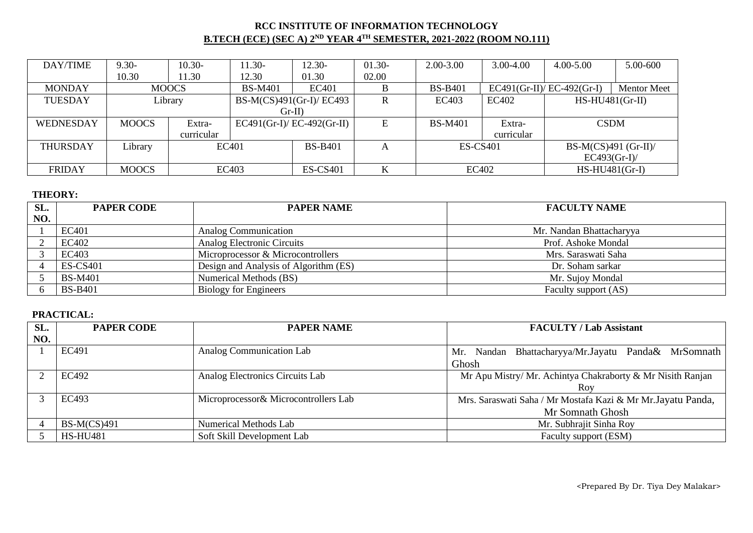# RCC INSTITUTE OF INFORMATION TECHNOLOGY

## B.TECH (ECE) (SEC A) 2[ND] YEAR 4[TH] SEMESTER, 2021-2022 (ROOM NO.111)

| DAY/TIME | 9.30-10.30 | 10.30-11.30 | 11.30-12.30 | 12.30-01.30 | 01.30-02.00 | 2.00-3.00 | 3.00-4.00 | 4.00-5.00 | 5.00-600 |
|---|---|---|---|---|---|---|---|---|---|
| MONDAY | MOOCS | | BS-M401 | EC401 | B | BS-B401 | EC491(Gr-II)/ EC-492(Gr-I) | | Mentor Meet |
| TUESDAY | Library | | BS-M(CS)491(Gr-I)/ EC493 Gr-II) | | R | EC403 | EC402 | HS-HU481(Gr-II) | |
| WEDNESDAY | MOOCS | Extra-curricular | EC491(Gr-I)/ EC-492(Gr-II) | | E | BS-M401 | Extra-curricular | CSDM | |
| THURSDAY | Library | EC401 | | BS-B401 | A | ES-CS401 | | BS-M(CS)491 (Gr-II)/ EC493(Gr-I)/ | |
| FRIDAY | MOOCS | EC403 | | ES-CS401 | K | EC402 | | HS-HU481(Gr-I) | |

**THEORY:**

| SL. NO. | PAPER CODE | PAPER NAME | FACULTY NAME |
|---|---|---|---|
| 1 | EC401 | Analog Communication | Mr. Nandan Bhattacharyya |
| 2 | EC402 | Analog Electronic Circuits | Prof. Ashoke Mondal |
| 3 | EC403 | Microprocessor & Microcontrollers | Mrs. Saraswati Saha |
| 4 | ES-CS401 | Design and Analysis of Algorithm (ES) | Dr. Soham sarkar |
| 5 | BS-M401 | Numerical Methods (BS) | Mr. Sujoy Mondal |
| 6 | BS-B401 | Biology for Engineers | Faculty support (AS) |

**PRACTICAL:**

| SL. NO. | PAPER CODE | PAPER NAME | FACULTY / Lab Assistant |
|---|---|---|---|
| 1 | EC491 | Analog Communication Lab | Mr. Nandan Bhattacharyya/Mr.Jayatu Panda& MrSomnath Ghosh |
| 2 | EC492 | Analog Electronics Circuits Lab | Mr Apu Mistry/ Mr. Achintya Chakraborty & Mr Nisith Ranjan Roy |
| 3 | EC493 | Microprocessor& Microcontrollers Lab | Mrs. Saraswati Saha / Mr Mostafa Kazi & Mr.Jayatu Panda, Mr Somnath Ghosh |
| 4 | BS-M(CS)491 | Numerical Methods Lab | Mr. Subhrajit Sinha Roy |
| 5 | HS-HU481 | Soft Skill Development Lab | Faculty support (ESM) |

<Prepared By Dr. Tiya Dey Malakar>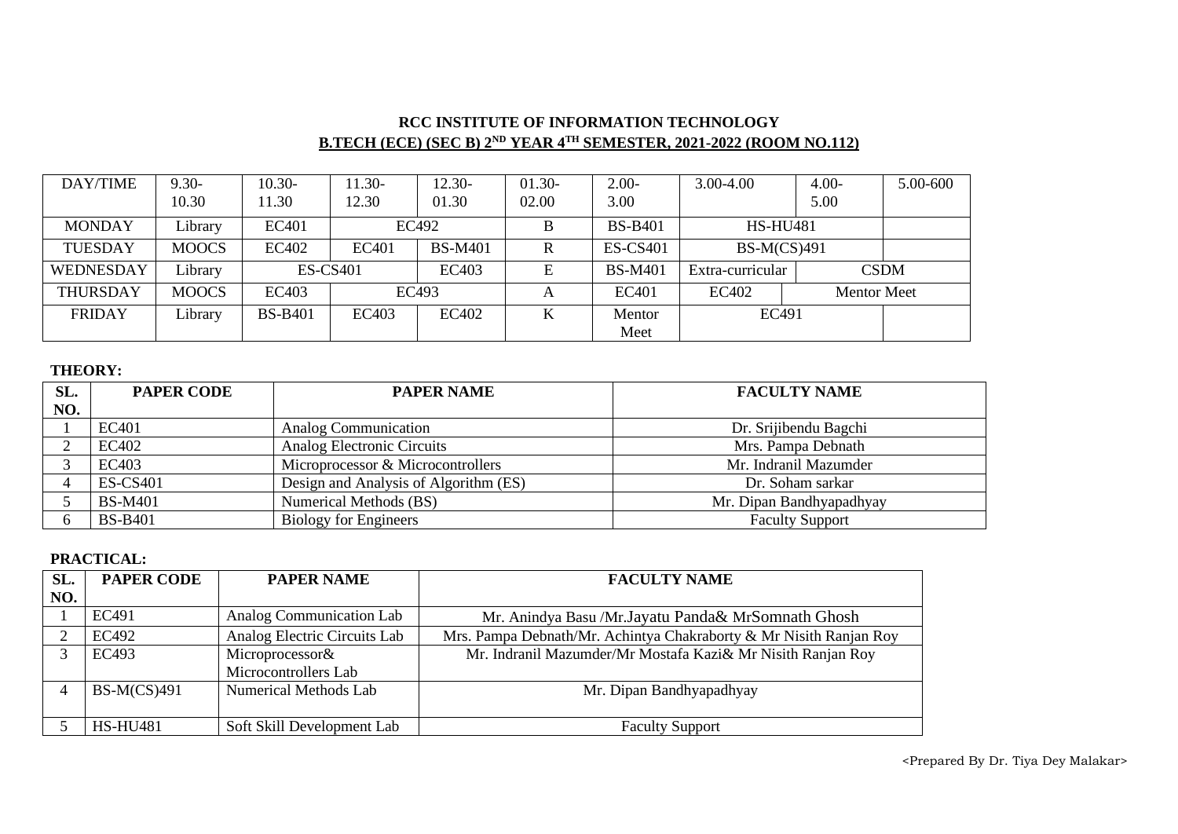## RCC INSTITUTE OF INFORMATION TECHNOLOGY

## B.TECH (ECE) (SEC B) 2ND YEAR 4TH SEMESTER, 2021-2022 (ROOM NO.112)

| DAY/TIME | 9.30-10.30 | 10.30-11.30 | 11.30-12.30 | 12.30-01.30 | 01.30-02.00 | 2.00-3.00 | 3.00-4.00 | 4.00-5.00 | 5.00-600 |
|---|---|---|---|---|---|---|---|---|---|
| MONDAY | Library | EC401 | EC492 | | B | BS-B401 | HS-HU481 | | |
| TUESDAY | MOOCS | EC402 | EC401 | BS-M401 | R | ES-CS401 | BS-M(CS)491 | | |
| WEDNESDAY | Library | ES-CS401 | | EC403 | E | BS-M401 | Extra-curricular | CSDM | |
| THURSDAY | MOOCS | EC403 | EC493 | | A | EC401 | EC402 | Mentor Meet | |
| FRIDAY | Library | BS-B401 | EC403 | EC402 | K | Mentor Meet | EC491 | | |

**THEORY:**

| SL. NO. | PAPER CODE | PAPER NAME | FACULTY NAME |
|---|---|---|---|
| 1 | EC401 | Analog Communication | Dr. Srijibendu Bagchi |
| 2 | EC402 | Analog Electronic Circuits | Mrs. Pampa Debnath |
| 3 | EC403 | Microprocessor & Microcontrollers | Mr. Indranil Mazumder |
| 4 | ES-CS401 | Design and Analysis of Algorithm (ES) | Dr. Soham sarkar |
| 5 | BS-M401 | Numerical Methods (BS) | Mr. Dipan Bandhyapadhyay |
| 6 | BS-B401 | Biology for Engineers | Faculty Support |

**PRACTICAL:**

| SL. NO. | PAPER CODE | PAPER NAME | FACULTY NAME |
|---|---|---|---|
| 1 | EC491 | Analog Communication Lab | Mr. Anindya Basu /Mr.Jayatu Panda& MrSomnath Ghosh |
| 2 | EC492 | Analog Electric Circuits Lab | Mrs. Pampa Debnath/Mr. Achintya Chakraborty & Mr Nisith Ranjan Roy |
| 3 | EC493 | Microprocessor& Microcontrollers Lab | Mr. Indranil Mazumder/Mr Mostafa Kazi& Mr Nisith Ranjan Roy |
| 4 | BS-M(CS)491 | Numerical Methods Lab | Mr. Dipan Bandhyapadhyay |
| 5 | HS-HU481 | Soft Skill Development Lab | Faculty Support |

<Prepared By Dr. Tiya Dey Malakar>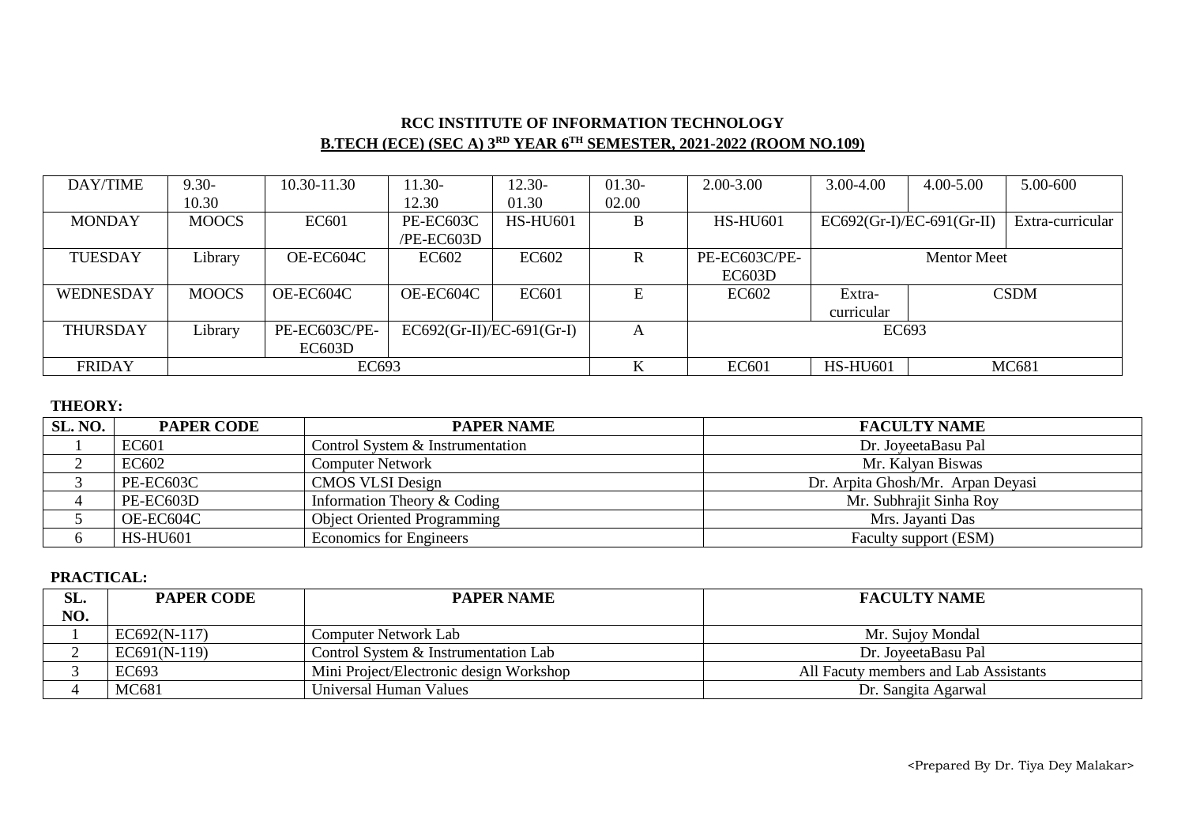**RCC INSTITUTE OF INFORMATION TECHNOLOGY**

**B.TECH (ECE) (SEC A) 3RD YEAR 6TH SEMESTER, 2021-2022 (ROOM NO.109)**

| DAY/TIME | 9.30-10.30 | 10.30-11.30 | 11.30-12.30 | 12.30-01.30 | 01.30-02.00 | 2.00-3.00 | 3.00-4.00 | 4.00-5.00 | 5.00-600 |
|---|---|---|---|---|---|---|---|---|---|
| MONDAY | MOOCS | EC601 | PE-EC603C /PE-EC603D | HS-HU601 | B | HS-HU601 | EC692(Gr-I)/EC-691(Gr-II) | | Extra-curricular |
| TUESDAY | Library | OE-EC604C | EC602 | EC602 | R | PE-EC603C/PE-EC603D | Mentor Meet | | |
| WEDNESDAY | MOOCS | OE-EC604C | OE-EC604C | EC601 | E | EC602 | Extra-curricular | CSDM | |
| THURSDAY | Library | PE-EC603C/PE-EC603D | EC692(Gr-II)/EC-691(Gr-I) | | A | EC693 | | | |
| FRIDAY | EC693 | | | | K | EC601 | HS-HU601 | MC681 | |

**THEORY:**

| SL. NO. | PAPER CODE | PAPER NAME | FACULTY NAME |
|---|---|---|---|
| 1 | EC601 | Control System & Instrumentation | Dr. JoyeetaBasu Pal |
| 2 | EC602 | Computer Network | Mr. Kalyan Biswas |
| 3 | PE-EC603C | CMOS VLSI Design | Dr. Arpita Ghosh/Mr. Arpan Deyasi |
| 4 | PE-EC603D | Information Theory & Coding | Mr. Subhrajit Sinha Roy |
| 5 | OE-EC604C | Object Oriented Programming | Mrs. Jayanti Das |
| 6 | HS-HU601 | Economics for Engineers | Faculty support (ESM) |

**PRACTICAL:**

| SL. NO. | PAPER CODE | PAPER NAME | FACULTY NAME |
|---|---|---|---|
| 1 | EC692(N-117) | Computer Network Lab | Mr. Sujoy Mondal |
| 2 | EC691(N-119) | Control System & Instrumentation Lab | Dr. JoyeetaBasu Pal |
| 3 | EC693 | Mini Project/Electronic design Workshop | All Facuty members and Lab Assistants |
| 4 | MC681 | Universal Human Values | Dr. Sangita Agarwal |

<Prepared By Dr. Tiya Dey Malakar>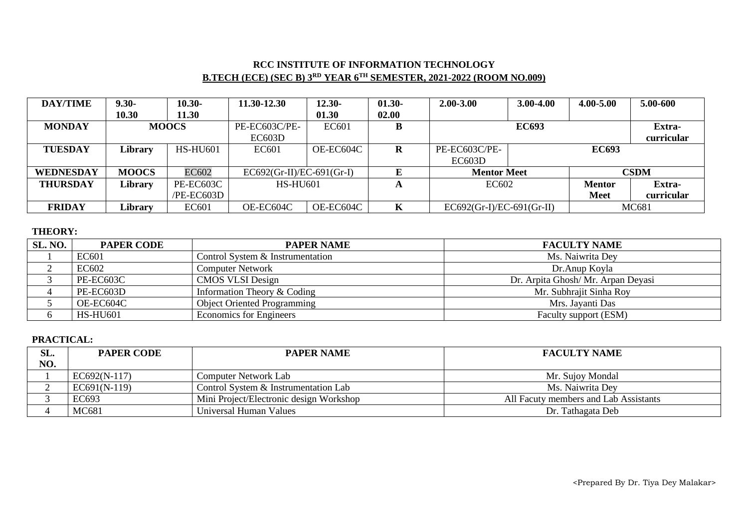# RCC INSTITUTE OF INFORMATION TECHNOLOGY

## B.TECH (ECE) (SEC B) 3RD YEAR 6TH SEMESTER, 2021-2022 (ROOM NO.009)

| DAY/TIME | 9.30-10.30 | 10.30-11.30 | 11.30-12.30 | 12.30-01.30 | 01.30-02.00 | 2.00-3.00 | 3.00-4.00 | 4.00-5.00 | 5.00-600 |
|---|---|---|---|---|---|---|---|---|---|
| **MONDAY** | **MOOCS** | | PE-EC603C/PE-EC603D | EC601 | **B** | **EC693** | | | **Extra-curricular** |
| **TUESDAY** | **Library** | HS-HU601 | EC601 | OE-EC604C | **R** | PE-EC603C/PE-EC603D | **EC693** | | |
| **WEDNESDAY** | **MOOCS** | EC602 | EC692(Gr-II)/EC-691(Gr-I) | | **E** | **Mentor Meet** | | **CSDM** | |
| **THURSDAY** | **Library** | PE-EC603C /PE-EC603D | HS-HU601 | | **A** | EC602 | | **Mentor Meet** | **Extra-curricular** |
| **FRIDAY** | **Library** | EC601 | OE-EC604C | OE-EC604C | **K** | EC692(Gr-I)/EC-691(Gr-II) | | MC681 | |

**THEORY:**

| SL. NO. | PAPER CODE | PAPER NAME | FACULTY NAME |
|---|---|---|---|
| 1 | EC601 | Control System & Instrumentation | Ms. Naiwrita Dey |
| 2 | EC602 | Computer Network | Dr.Anup Koyla |
| 3 | PE-EC603C | CMOS VLSI Design | Dr. Arpita Ghosh/ Mr. Arpan Deyasi |
| 4 | PE-EC603D | Information Theory & Coding | Mr. Subhrajit Sinha Roy |
| 5 | OE-EC604C | Object Oriented Programming | Mrs. Jayanti Das |
| 6 | HS-HU601 | Economics for Engineers | Faculty support (ESM) |

**PRACTICAL:**

| SL. NO. | PAPER CODE | PAPER NAME | FACULTY NAME |
|---|---|---|---|
| 1 | EC692(N-117) | Computer Network Lab | Mr. Sujoy Mondal |
| 2 | EC691(N-119) | Control System & Instrumentation Lab | Ms. Naiwrita Dey |
| 3 | EC693 | Mini Project/Electronic design Workshop | All Facuty members and Lab Assistants |
| 4 | MC681 | Universal Human Values | Dr. Tathagata Deb |

<Prepared By Dr. Tiya Dey Malakar>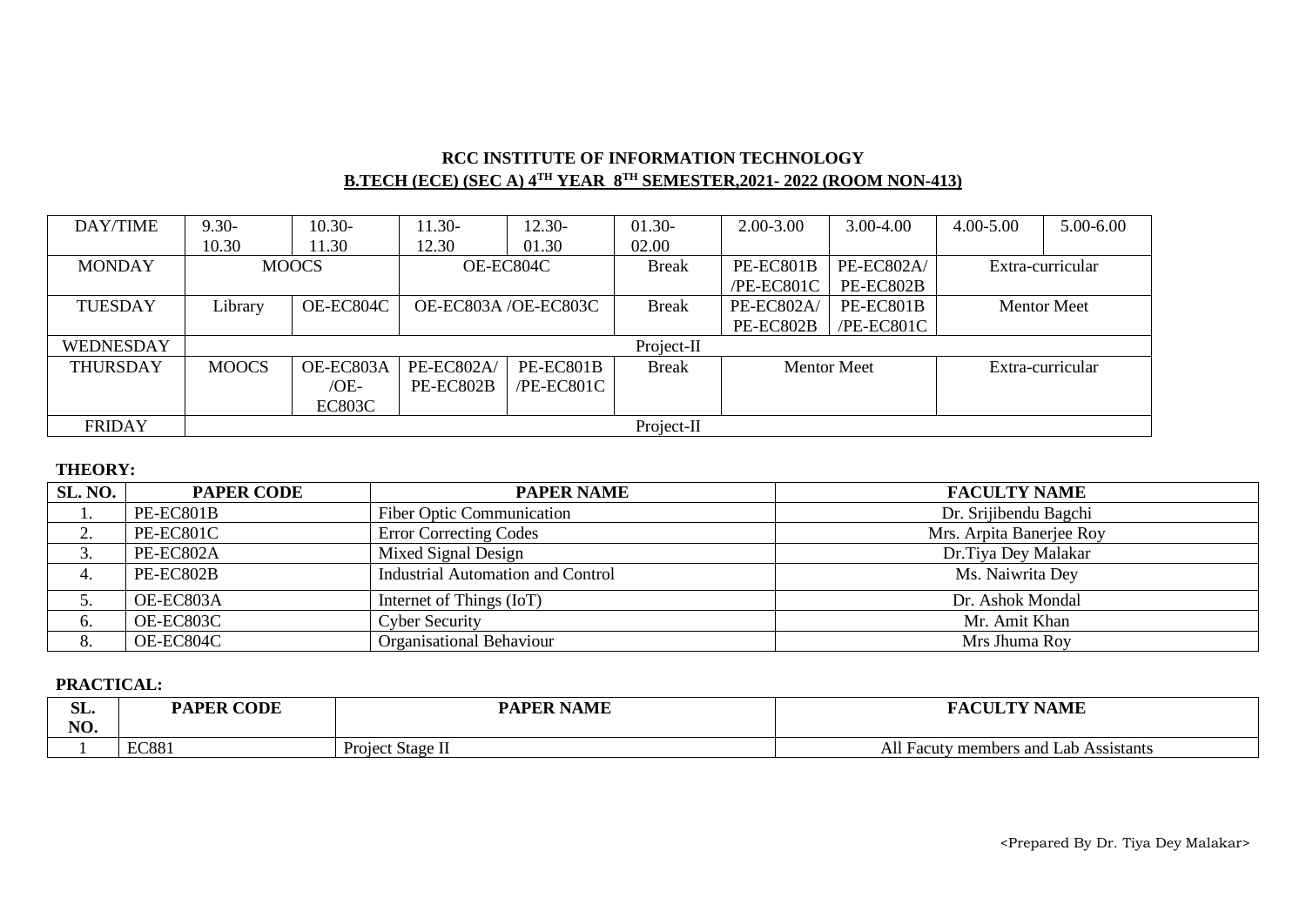## RCC INSTITUTE OF INFORMATION TECHNOLOGY

## B.TECH (ECE) (SEC A) 4TH YEAR 8TH SEMESTER,2021- 2022 (ROOM NON-413)

| DAY/TIME | 9.30-10.30 | 10.30-11.30 | 11.30-12.30 | 12.30-01.30 | 01.30-02.00 | 2.00-3.00 | 3.00-4.00 | 4.00-5.00 | 5.00-6.00 |
|---|---|---|---|---|---|---|---|---|---|
| MONDAY | MOOCS | | OE-EC804C | | Break | PE-EC801B /PE-EC801C | PE-EC802A/ PE-EC802B | Extra-curricular | |
| TUESDAY | Library | OE-EC804C | OE-EC803A /OE-EC803C | | Break | PE-EC802A/ PE-EC802B | PE-EC801B /PE-EC801C | Mentor Meet | |
| WEDNESDAY | Project-II | | | | | | | | |
| THURSDAY | MOOCS | OE-EC803A /OE-EC803C | PE-EC802A/ PE-EC802B | PE-EC801B /PE-EC801C | Break | Mentor Meet | | Extra-curricular | |
| FRIDAY | Project-II | | | | | | | | |

**THEORY:**

| SL. NO. | PAPER CODE | PAPER NAME | FACULTY NAME |
|---|---|---|---|
| 1. | PE-EC801B | Fiber Optic Communication | Dr. Srijibendu Bagchi |
| 2. | PE-EC801C | Error Correcting Codes | Mrs. Arpita Banerjee Roy |
| 3. | PE-EC802A | Mixed Signal Design | Dr.Tiya Dey Malakar |
| 4. | PE-EC802B | Industrial Automation and Control | Ms. Naiwrita Dey |
| 5. | OE-EC803A | Internet of Things (IoT) | Dr. Ashok Mondal |
| 6. | OE-EC803C | Cyber Security | Mr. Amit Khan |
| 8. | OE-EC804C | Organisational Behaviour | Mrs Jhuma Roy |

**PRACTICAL:**

| SL. NO. | PAPER CODE | PAPER NAME | FACULTY NAME |
|---|---|---|---|
| 1 | EC881 | Project Stage II | All Facuty members and Lab Assistants |

<Prepared By Dr. Tiya Dey Malakar>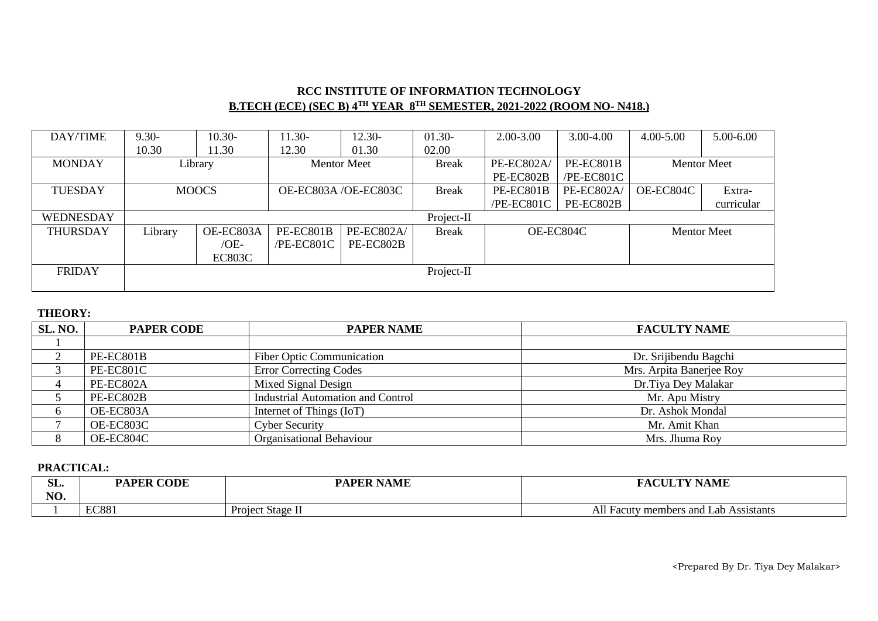**RCC INSTITUTE OF INFORMATION TECHNOLOGY**

**B.TECH (ECE) (SEC B) 4TH YEAR 8TH SEMESTER, 2021-2022 (ROOM NO- N418.)**

| DAY/TIME | 9.30-10.30 | 10.30-11.30 | 11.30-12.30 | 12.30-01.30 | 01.30-02.00 | 2.00-3.00 | 3.00-4.00 | 4.00-5.00 | 5.00-6.00 |
|---|---|---|---|---|---|---|---|---|---|
| MONDAY | Library | | Mentor Meet | | Break | PE-EC802A/ PE-EC802B | PE-EC801B /PE-EC801C | Mentor Meet | |
| TUESDAY | MOOCS | | OE-EC803A /OE-EC803C | | Break | PE-EC801B /PE-EC801C | PE-EC802A/ PE-EC802B | OE-EC804C | Extra-curricular |
| WEDNESDAY | Project-II | | | | | | | | |
| THURSDAY | Library | OE-EC803A /OE-EC803C | PE-EC801B /PE-EC801C | PE-EC802A/ PE-EC802B | Break | OE-EC804C | | Mentor Meet | |
| FRIDAY | Project-II | | | | | | | | |

**THEORY:**

| SL. NO. | PAPER CODE | PAPER NAME | FACULTY NAME |
|---|---|---|---|
| 1 | | | |
| 2 | PE-EC801B | Fiber Optic Communication | Dr. Srijibendu Bagchi |
| 3 | PE-EC801C | Error Correcting Codes | Mrs. Arpita Banerjee Roy |
| 4 | PE-EC802A | Mixed Signal Design | Dr.Tiya Dey Malakar |
| 5 | PE-EC802B | Industrial Automation and Control | Mr. Apu Mistry |
| 6 | OE-EC803A | Internet of Things (IoT) | Dr. Ashok Mondal |
| 7 | OE-EC803C | Cyber Security | Mr. Amit Khan |
| 8 | OE-EC804C | Organisational Behaviour | Mrs. Jhuma Roy |

**PRACTICAL:**

| SL. NO. | PAPER CODE | PAPER NAME | FACULTY NAME |
|---|---|---|---|
| 1 | EC881 | Project Stage II | All Facuty members and Lab Assistants |

<Prepared By Dr. Tiya Dey Malakar>